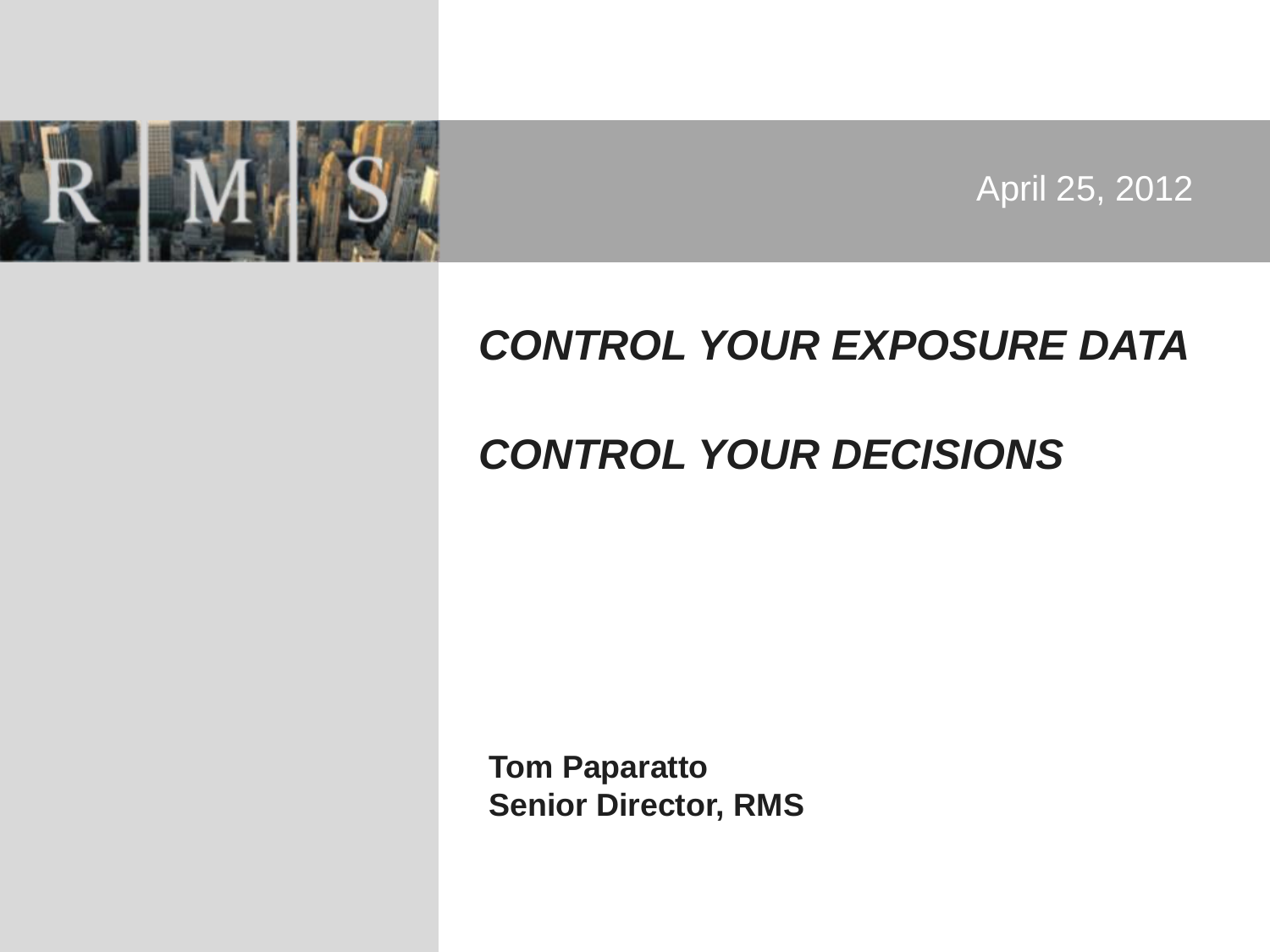R M S

April 25, 2012

# *CONTROL YOUR EXPOSURE DATA*

# *CONTROL YOUR DECISIONS*

**Tom Paparatto**
**Senior Director, RMS**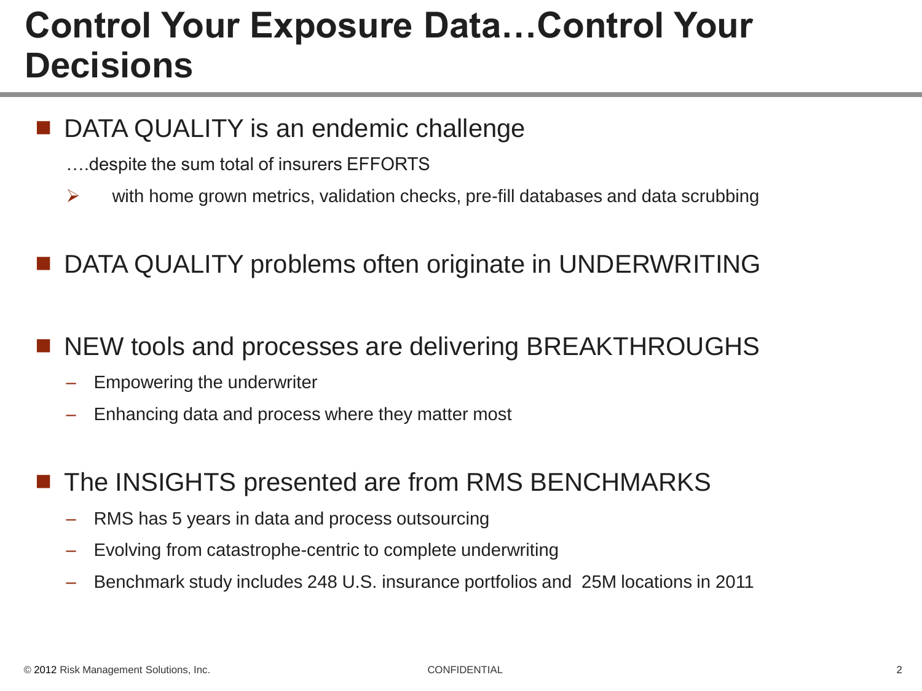# Control Your Exposure Data…Control Your Decisions

- DATA QUALITY is an endemic challenge

  ….despite the sum total of insurers EFFORTS

  - with home grown metrics, validation checks, pre-fill databases and data scrubbing

- DATA QUALITY problems often originate in UNDERWRITING

- NEW tools and processes are delivering BREAKTHROUGHS
  - Empowering the underwriter
  - Enhancing data and process where they matter most

- The INSIGHTS presented are from RMS BENCHMARKS
  - RMS has 5 years in data and process outsourcing
  - Evolving from catastrophe-centric to complete underwriting
  - Benchmark study includes 248 U.S. insurance portfolios and 25M locations in 2011

© 2012 Risk Management Solutions, Inc.

CONFIDENTIAL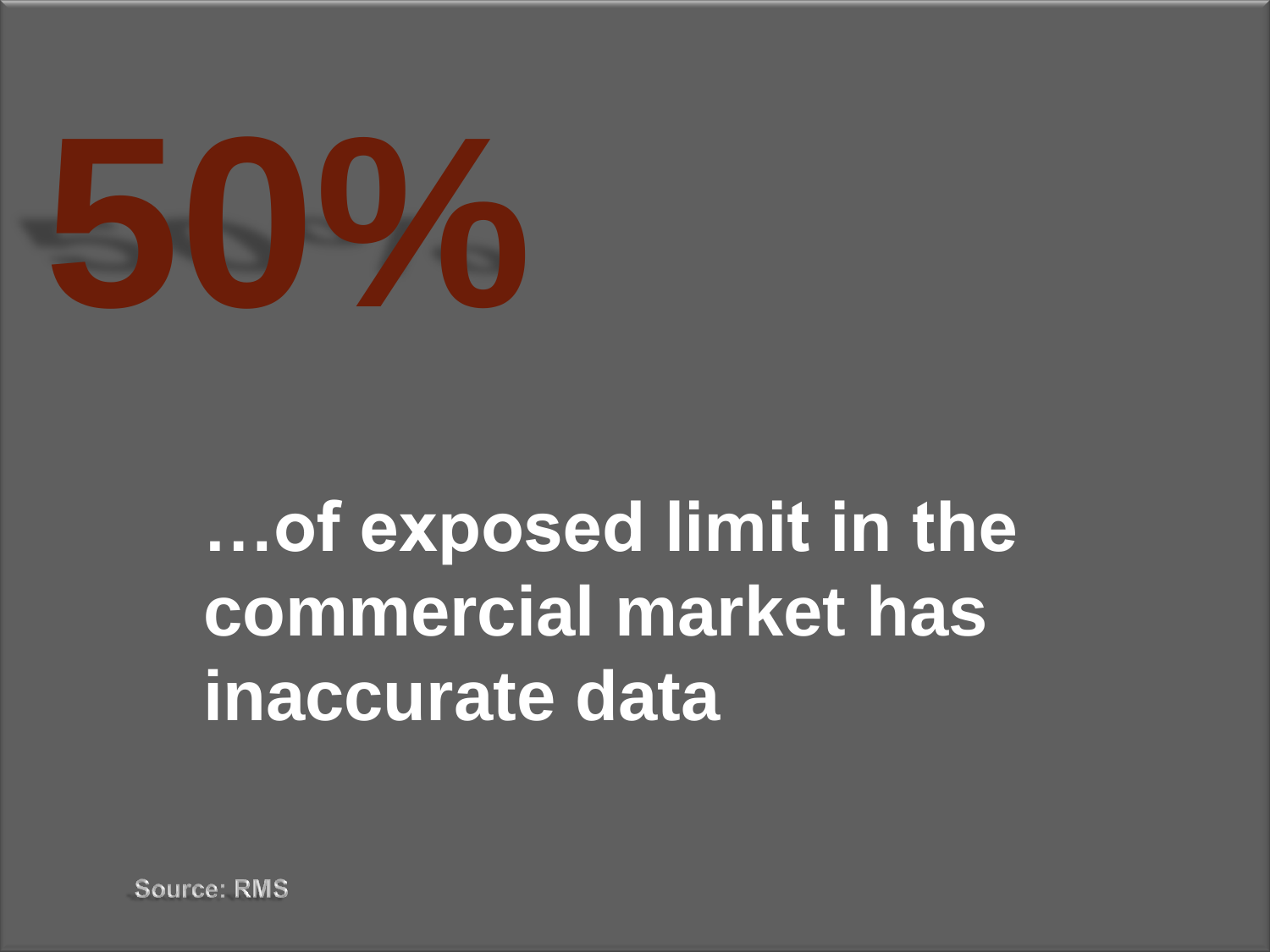# 50%

**…of exposed limit in the commercial market has inaccurate data**

Source: RMS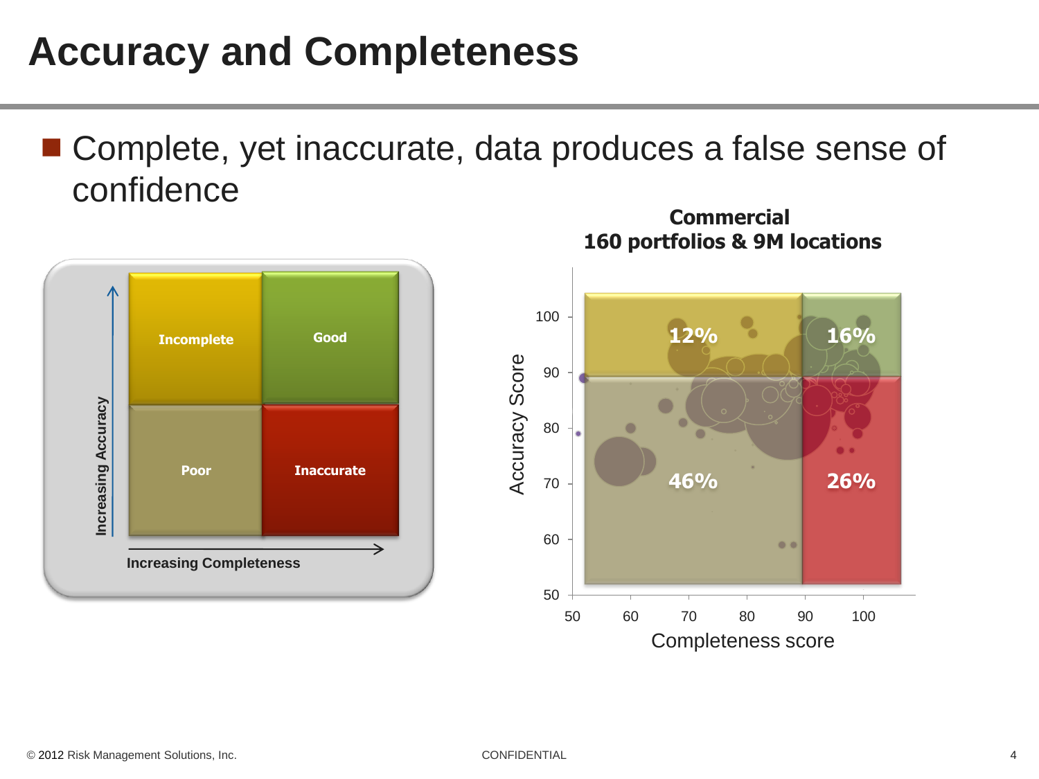# Accuracy and Completeness

- Complete, yet inaccurate, data produces a false sense of confidence

Increasing Accuracy

| Incomplete | Good |
| --- | --- |
| Poor | Inaccurate |

Increasing Completeness

**Commercial**
**160 portfolios & 9M locations**

Accuracy Score

| | Completeness score 50–90 | Completeness score 90–100+ |
| --- | --- | --- |
| Accuracy Score 90–100+ | 12% | 16% |
| Accuracy Score 50–90 | 46% | 26% |

Completeness score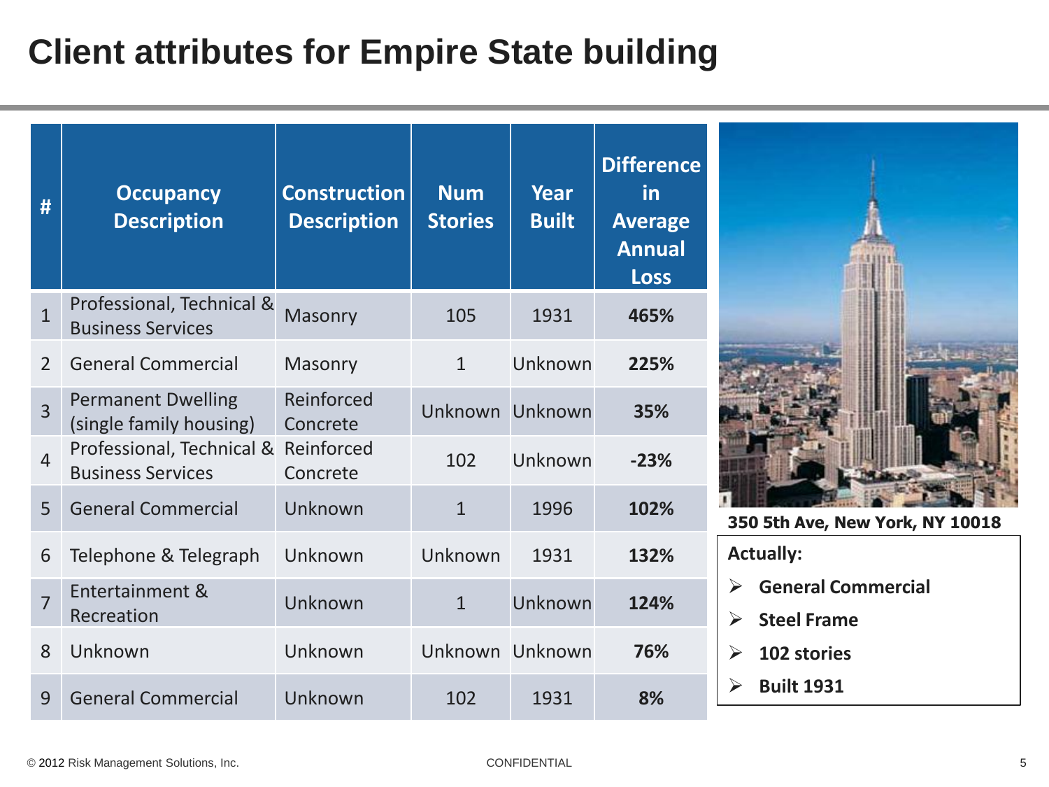# Client attributes for Empire State building

| # | Occupancy Description | Construction Description | Num Stories | Year Built | Difference in Average Annual Loss |
|---|---|---|---|---|---|
| 1 | Professional, Technical & Business Services | Masonry | 105 | 1931 | **465%** |
| 2 | General Commercial | Masonry | 1 | Unknown | **225%** |
| 3 | Permanent Dwelling (single family housing) | Reinforced Concrete | Unknown | Unknown | **35%** |
| 4 | Professional, Technical & Business Services | Reinforced Concrete | 102 | Unknown | **-23%** |
| 5 | General Commercial | Unknown | 1 | 1996 | **102%** |
| 6 | Telephone & Telegraph | Unknown | Unknown | 1931 | **132%** |
| 7 | Entertainment & Recreation | Unknown | 1 | Unknown | **124%** |
| 8 | Unknown | Unknown | Unknown | Unknown | **76%** |
| 9 | General Commercial | Unknown | 102 | 1931 | **8%** |

**350 5th Ave, New York, NY 10018**

**Actually:**

- **General Commercial**
- **Steel Frame**
- **102 stories**
- **Built 1931**

© 2012 Risk Management Solutions, Inc.

CONFIDENTIAL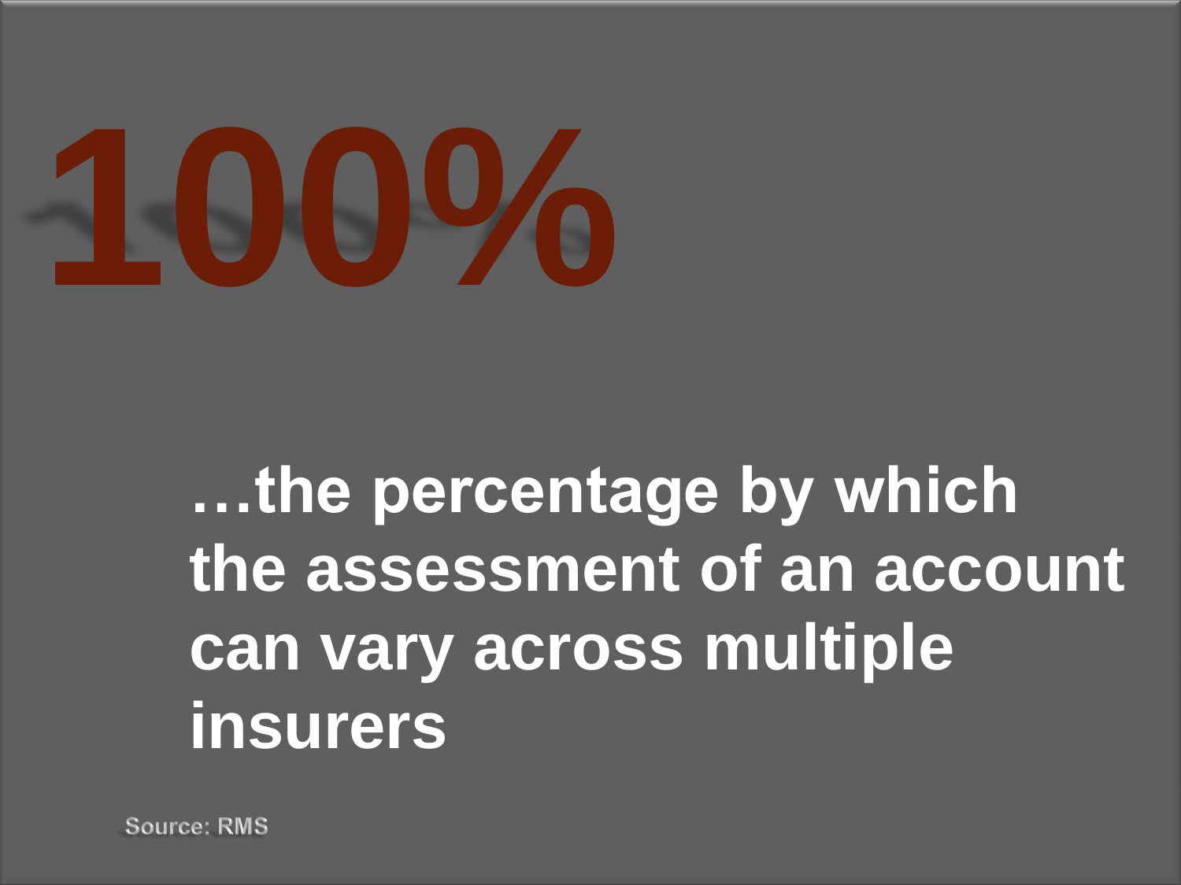# 100%

**…the percentage by which the assessment of an account can vary across multiple insurers**

Source: RMS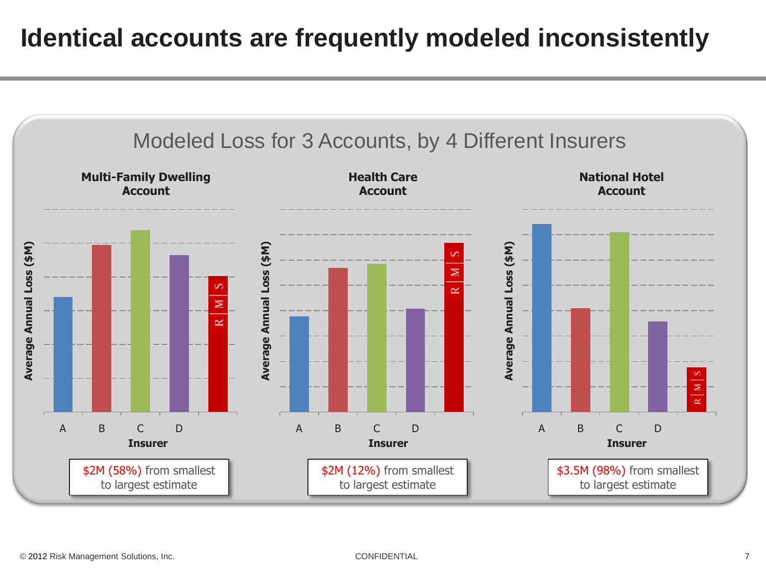# Identical accounts are frequently modeled inconsistently

## Modeled Loss for 3 Accounts, by 4 Different Insurers

**Multi-Family Dwelling Account**

Average Annual Loss ($M)

A B C D RMS

**Insurer**

$2M (58%) from smallest to largest estimate

**Health Care Account**

Average Annual Loss ($M)

A B C D RMS

**Insurer**

$2M (12%) from smallest to largest estimate

**National Hotel Account**

Average Annual Loss ($M)

A B C D RMS

**Insurer**

$3.5M (98%) from smallest to largest estimate

© 2012 Risk Management Solutions, Inc.

CONFIDENTIAL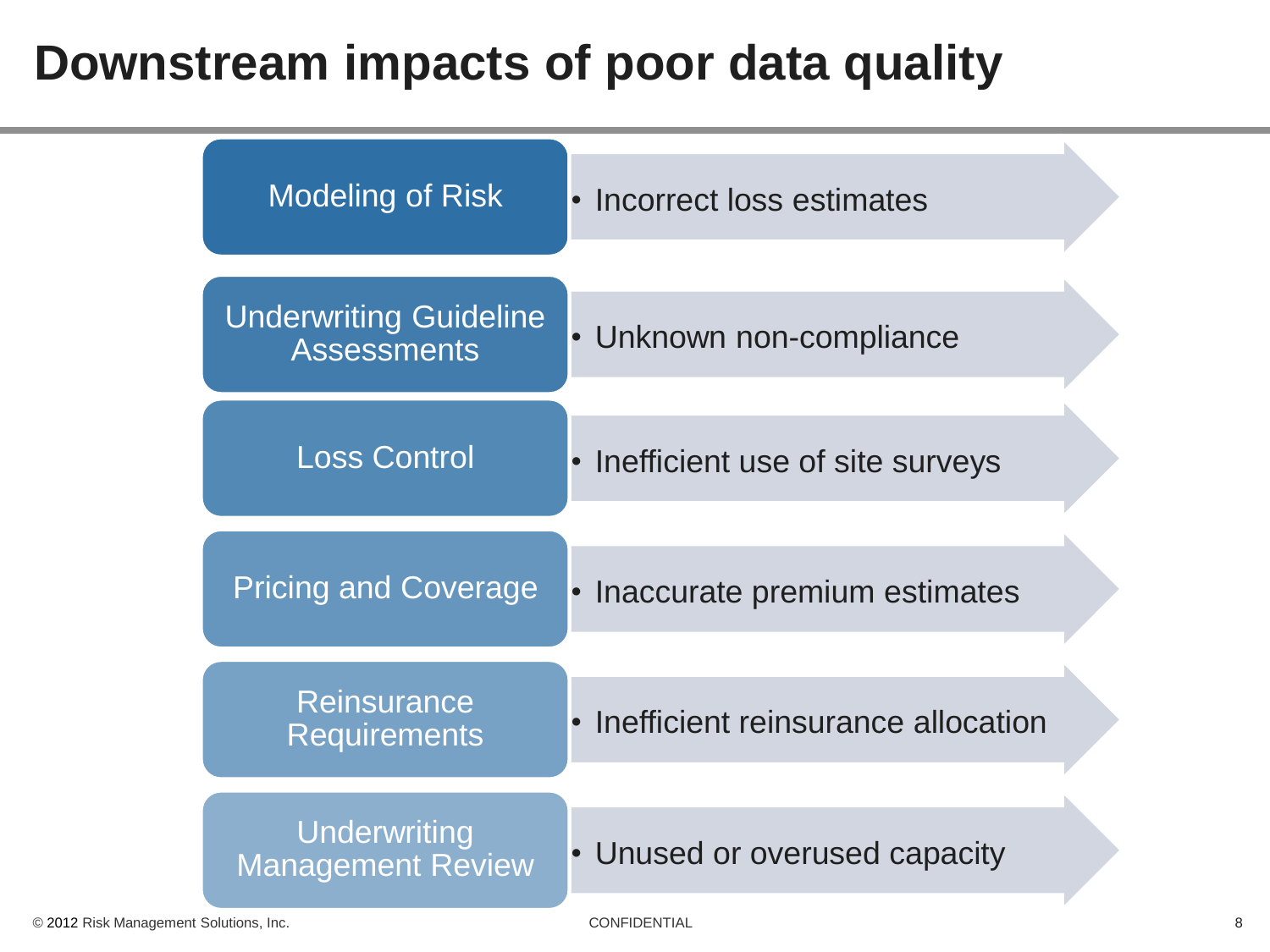# Downstream impacts of poor data quality

| Area | Impact |
| --- | --- |
| Modeling of Risk | Incorrect loss estimates |
| Underwriting Guideline Assessments | Unknown non-compliance |
| Loss Control | Inefficient use of site surveys |
| Pricing and Coverage | Inaccurate premium estimates |
| Reinsurance Requirements | Inefficient reinsurance allocation |
| Underwriting Management Review | Unused or overused capacity |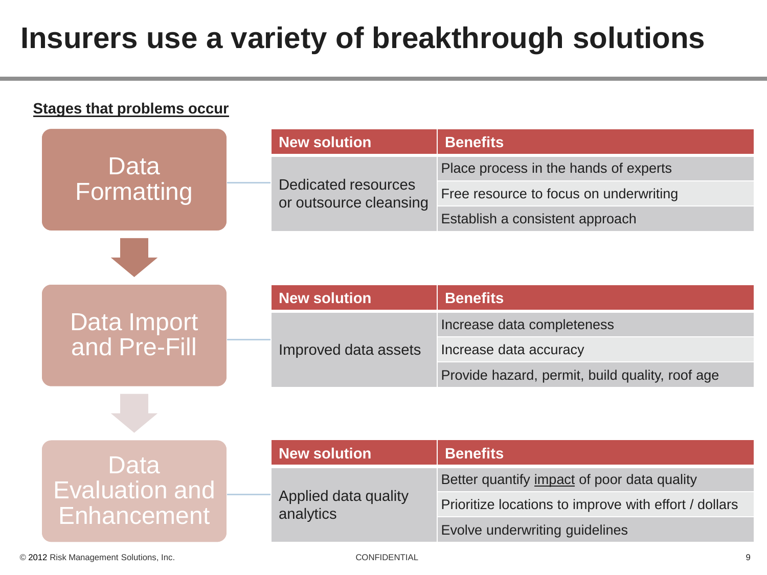# Insurers use a variety of breakthrough solutions

**Stages that problems occur**

## Data Formatting

| New solution | Benefits |
|---|---|
| Dedicated resources or outsource cleansing | Place process in the hands of experts |
| | Free resource to focus on underwriting |
| | Establish a consistent approach |

## Data Import and Pre-Fill

| New solution | Benefits |
|---|---|
| Improved data assets | Increase data completeness |
| | Increase data accuracy |
| | Provide hazard, permit, build quality, roof age |

## Data Evaluation and Enhancement

| New solution | Benefits |
|---|---|
| Applied data quality analytics | Better quantify impact of poor data quality |
| | Prioritize locations to improve with effort / dollars |
| | Evolve underwriting guidelines |

© 2012 Risk Management Solutions, Inc. CONFIDENTIAL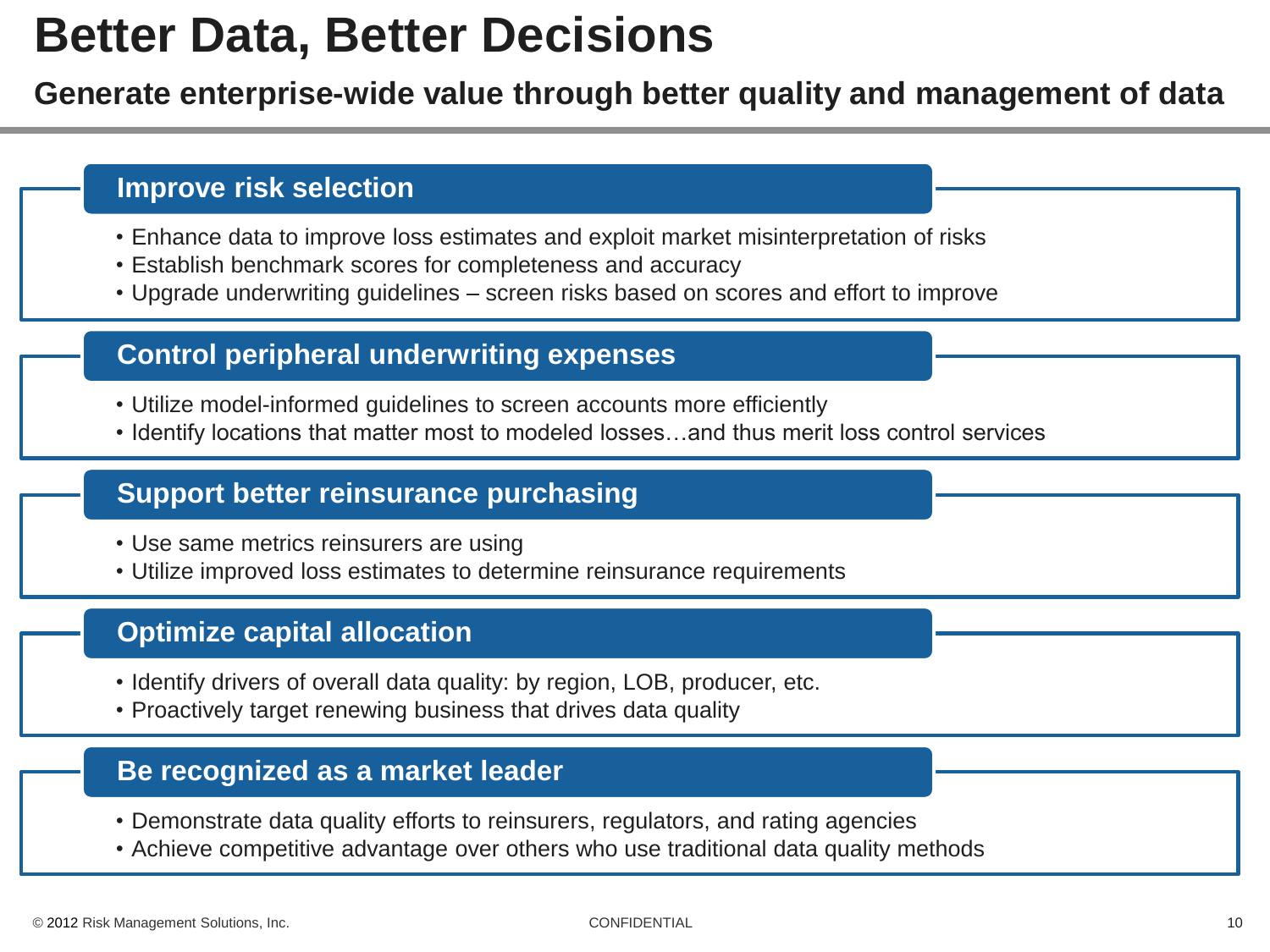# Better Data, Better Decisions

**Generate enterprise-wide value through better quality and management of data**

## Improve risk selection

- Enhance data to improve loss estimates and exploit market misinterpretation of risks
- Establish benchmark scores for completeness and accuracy
- Upgrade underwriting guidelines – screen risks based on scores and effort to improve

## Control peripheral underwriting expenses

- Utilize model-informed guidelines to screen accounts more efficiently
- Identify locations that matter most to modeled losses…and thus merit loss control services

## Support better reinsurance purchasing

- Use same metrics reinsurers are using
- Utilize improved loss estimates to determine reinsurance requirements

## Optimize capital allocation

- Identify drivers of overall data quality: by region, LOB, producer, etc.
- Proactively target renewing business that drives data quality

## Be recognized as a market leader

- Demonstrate data quality efforts to reinsurers, regulators, and rating agencies
- Achieve competitive advantage over others who use traditional data quality methods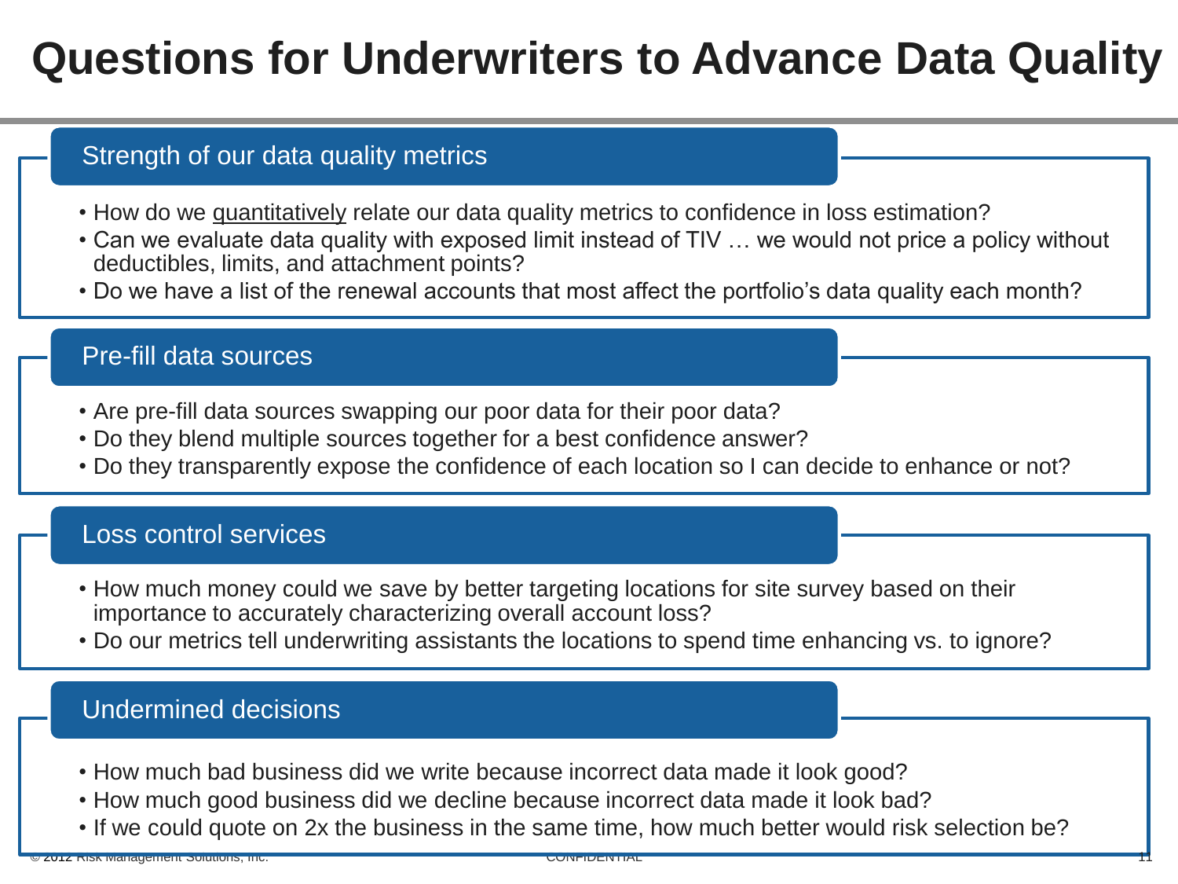# Questions for Underwriters to Advance Data Quality

## Strength of our data quality metrics

- How do we quantitatively relate our data quality metrics to confidence in loss estimation?
- Can we evaluate data quality with exposed limit instead of TIV … we would not price a policy without deductibles, limits, and attachment points?
- Do we have a list of the renewal accounts that most affect the portfolio's data quality each month?

## Pre-fill data sources

- Are pre-fill data sources swapping our poor data for their poor data?
- Do they blend multiple sources together for a best confidence answer?
- Do they transparently expose the confidence of each location so I can decide to enhance or not?

## Loss control services

- How much money could we save by better targeting locations for site survey based on their importance to accurately characterizing overall account loss?
- Do our metrics tell underwriting assistants the locations to spend time enhancing vs. to ignore?

## Undermined decisions

- How much bad business did we write because incorrect data made it look good?
- How much good business did we decline because incorrect data made it look bad?
- If we could quote on 2x the business in the same time, how much better would risk selection be?